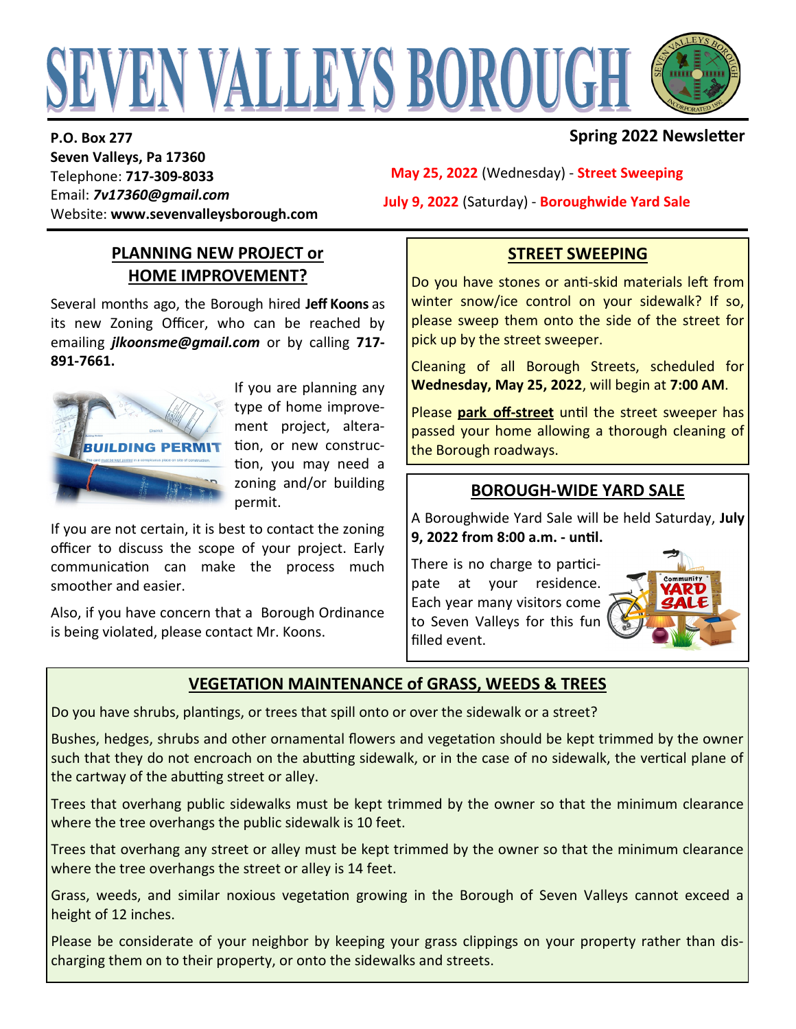# SEVEN VALLEYS BOROUGH

**P.O. Box 277**
**Seven Valleys, Pa 17360**
Telephone: **717-309-8033**
Email: ***7v17360@gmail.com***
Website: **www.sevenvalleysborough.com**

**Spring 2022 Newsletter**

**May 25, 2022** (Wednesday) - **Street Sweeping**

**July 9, 2022** (Saturday) - **Boroughwide Yard Sale**

## PLANNING NEW PROJECT or HOME IMPROVEMENT?

Several months ago, the Borough hired **Jeff Koons** as its new Zoning Officer, who can be reached by emailing ***jlkoonsme@gmail.com*** or by calling **717-891-7661.**

If you are planning any type of home improvement project, alteration, or new construction, you may need a zoning and/or building permit.

If you are not certain, it is best to contact the zoning officer to discuss the scope of your project. Early communication can make the process much smoother and easier.

Also, if you have concern that a Borough Ordinance is being violated, please contact Mr. Koons.

## STREET SWEEPING

Do you have stones or anti-skid materials left from winter snow/ice control on your sidewalk? If so, please sweep them onto the side of the street for pick up by the street sweeper.

Cleaning of all Borough Streets, scheduled for **Wednesday, May 25, 2022**, will begin at **7:00 AM**.

Please **park off-street** until the street sweeper has passed your home allowing a thorough cleaning of the Borough roadways.

## BOROUGH-WIDE YARD SALE

A Boroughwide Yard Sale will be held Saturday, **July 9, 2022 from 8:00 a.m. - until.**

There is no charge to participate at your residence. Each year many visitors come to Seven Valleys for this fun filled event.

## VEGETATION MAINTENANCE of GRASS, WEEDS & TREES

Do you have shrubs, plantings, or trees that spill onto or over the sidewalk or a street?

Bushes, hedges, shrubs and other ornamental flowers and vegetation should be kept trimmed by the owner such that they do not encroach on the abutting sidewalk, or in the case of no sidewalk, the vertical plane of the cartway of the abutting street or alley.

Trees that overhang public sidewalks must be kept trimmed by the owner so that the minimum clearance where the tree overhangs the public sidewalk is 10 feet.

Trees that overhang any street or alley must be kept trimmed by the owner so that the minimum clearance where the tree overhangs the street or alley is 14 feet.

Grass, weeds, and similar noxious vegetation growing in the Borough of Seven Valleys cannot exceed a height of 12 inches.

Please be considerate of your neighbor by keeping your grass clippings on your property rather than discharging them on to their property, or onto the sidewalks and streets.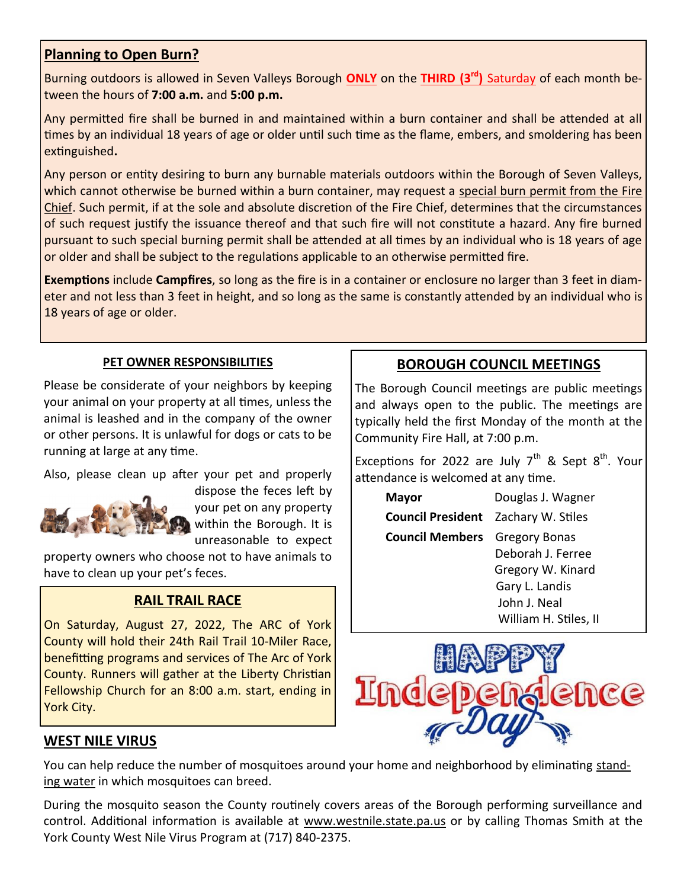## Planning to Open Burn?

Burning outdoors is allowed in Seven Valleys Borough **ONLY** on the **THIRD (3rd)** Saturday of each month between the hours of **7:00 a.m.** and **5:00 p.m.**

Any permitted fire shall be burned in and maintained within a burn container and shall be attended at all times by an individual 18 years of age or older until such time as the flame, embers, and smoldering has been extinguished**.**

Any person or entity desiring to burn any burnable materials outdoors within the Borough of Seven Valleys, which cannot otherwise be burned within a burn container, may request a special burn permit from the Fire Chief. Such permit, if at the sole and absolute discretion of the Fire Chief, determines that the circumstances of such request justify the issuance thereof and that such fire will not constitute a hazard. Any fire burned pursuant to such special burning permit shall be attended at all times by an individual who is 18 years of age or older and shall be subject to the regulations applicable to an otherwise permitted fire.

**Exemptions** include **Campfires**, so long as the fire is in a container or enclosure no larger than 3 feet in diameter and not less than 3 feet in height, and so long as the same is constantly attended by an individual who is 18 years of age or older.

### PET OWNER RESPONSIBILITIES

Please be considerate of your neighbors by keeping your animal on your property at all times, unless the animal is leashed and in the company of the owner or other persons. It is unlawful for dogs or cats to be running at large at any time.

Also, please clean up after your pet and properly dispose the feces left by your pet on any property within the Borough. It is unreasonable to expect property owners who choose not to have animals to have to clean up your pet's feces.

### RAIL TRAIL RACE

On Saturday, August 27, 2022, The ARC of York County will hold their 24th Rail Trail 10-Miler Race, benefitting programs and services of The Arc of York County. Runners will gather at the Liberty Christian Fellowship Church for an 8:00 a.m. start, ending in York City.

### BOROUGH COUNCIL MEETINGS

The Borough Council meetings are public meetings and always open to the public. The meetings are typically held the first Monday of the month at the Community Fire Hall, at 7:00 p.m.

Exceptions for 2022 are July 7th & Sept 8th. Your attendance is welcomed at any time.

| | |
|---|---|
| **Mayor** | Douglas J. Wagner |
| **Council President** | Zachary W. Stiles |
| **Council Members** | Gregory Bonas |
| | Deborah J. Ferree |
| | Gregory W. Kinard |
| | Gary L. Landis |
| | John J. Neal |
| | William H. Stiles, II |

HAPPY Independence Day

### WEST NILE VIRUS

You can help reduce the number of mosquitoes around your home and neighborhood by eliminating standing water in which mosquitoes can breed.

During the mosquito season the County routinely covers areas of the Borough performing surveillance and control. Additional information is available at www.westnile.state.pa.us or by calling Thomas Smith at the York County West Nile Virus Program at (717) 840-2375.